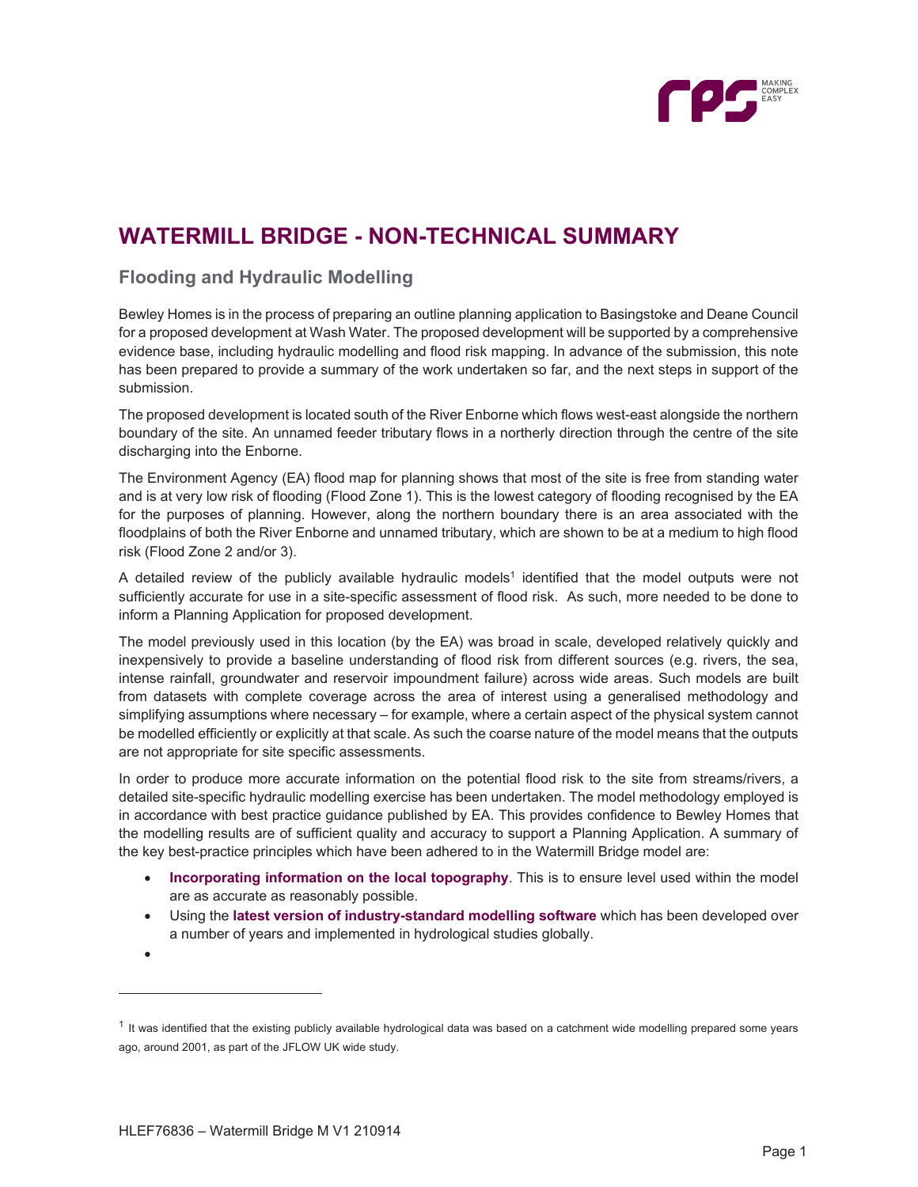# WATERMILL BRIDGE - NON-TECHNICAL SUMMARY

## Flooding and Hydraulic Modelling

Bewley Homes is in the process of preparing an outline planning application to Basingstoke and Deane Council for a proposed development at Wash Water. The proposed development will be supported by a comprehensive evidence base, including hydraulic modelling and flood risk mapping. In advance of the submission, this note has been prepared to provide a summary of the work undertaken so far, and the next steps in support of the submission.

The proposed development is located south of the River Enborne which flows west-east alongside the northern boundary of the site. An unnamed feeder tributary flows in a northerly direction through the centre of the site discharging into the Enborne.

The Environment Agency (EA) flood map for planning shows that most of the site is free from standing water and is at very low risk of flooding (Flood Zone 1). This is the lowest category of flooding recognised by the EA for the purposes of planning. However, along the northern boundary there is an area associated with the floodplains of both the River Enborne and unnamed tributary, which are shown to be at a medium to high flood risk (Flood Zone 2 and/or 3).

A detailed review of the publicly available hydraulic models[1] identified that the model outputs were not sufficiently accurate for use in a site-specific assessment of flood risk. As such, more needed to be done to inform a Planning Application for proposed development.

The model previously used in this location (by the EA) was broad in scale, developed relatively quickly and inexpensively to provide a baseline understanding of flood risk from different sources (e.g. rivers, the sea, intense rainfall, groundwater and reservoir impoundment failure) across wide areas. Such models are built from datasets with complete coverage across the area of interest using a generalised methodology and simplifying assumptions where necessary – for example, where a certain aspect of the physical system cannot be modelled efficiently or explicitly at that scale. As such the coarse nature of the model means that the outputs are not appropriate for site specific assessments.

In order to produce more accurate information on the potential flood risk to the site from streams/rivers, a detailed site-specific hydraulic modelling exercise has been undertaken. The model methodology employed is in accordance with best practice guidance published by EA. This provides confidence to Bewley Homes that the modelling results are of sufficient quality and accuracy to support a Planning Application. A summary of the key best-practice principles which have been adhered to in the Watermill Bridge model are:

- **Incorporating information on the local topography**. This is to ensure level used within the model are as accurate as reasonably possible.
- Using the **latest version of industry-standard modelling software** which has been developed over a number of years and implemented in hydrological studies globally.
- 

[1] It was identified that the existing publicly available hydrological data was based on a catchment wide modelling prepared some years ago, around 2001, as part of the JFLOW UK wide study.

HLEF76836 – Watermill Bridge M V1 210914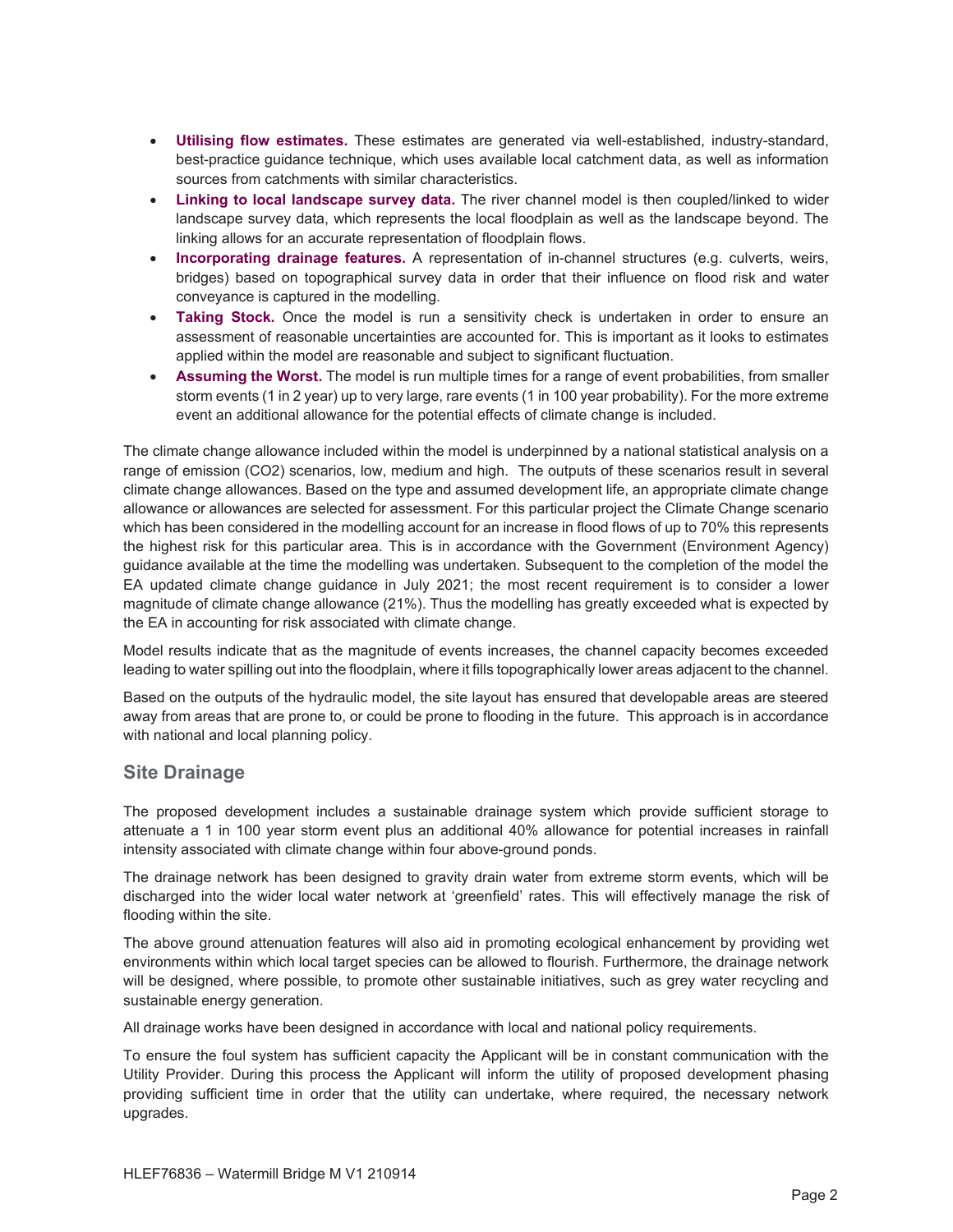- **Utilising flow estimates.** These estimates are generated via well-established, industry-standard, best-practice guidance technique, which uses available local catchment data, as well as information sources from catchments with similar characteristics.
- **Linking to local landscape survey data.** The river channel model is then coupled/linked to wider landscape survey data, which represents the local floodplain as well as the landscape beyond. The linking allows for an accurate representation of floodplain flows.
- **Incorporating drainage features.** A representation of in-channel structures (e.g. culverts, weirs, bridges) based on topographical survey data in order that their influence on flood risk and water conveyance is captured in the modelling.
- **Taking Stock.** Once the model is run a sensitivity check is undertaken in order to ensure an assessment of reasonable uncertainties are accounted for. This is important as it looks to estimates applied within the model are reasonable and subject to significant fluctuation.
- **Assuming the Worst.** The model is run multiple times for a range of event probabilities, from smaller storm events (1 in 2 year) up to very large, rare events (1 in 100 year probability). For the more extreme event an additional allowance for the potential effects of climate change is included.

The climate change allowance included within the model is underpinned by a national statistical analysis on a range of emission (CO2) scenarios, low, medium and high. The outputs of these scenarios result in several climate change allowances. Based on the type and assumed development life, an appropriate climate change allowance or allowances are selected for assessment. For this particular project the Climate Change scenario which has been considered in the modelling account for an increase in flood flows of up to 70% this represents the highest risk for this particular area. This is in accordance with the Government (Environment Agency) guidance available at the time the modelling was undertaken. Subsequent to the completion of the model the EA updated climate change guidance in July 2021; the most recent requirement is to consider a lower magnitude of climate change allowance (21%). Thus the modelling has greatly exceeded what is expected by the EA in accounting for risk associated with climate change.

Model results indicate that as the magnitude of events increases, the channel capacity becomes exceeded leading to water spilling out into the floodplain, where it fills topographically lower areas adjacent to the channel.

Based on the outputs of the hydraulic model, the site layout has ensured that developable areas are steered away from areas that are prone to, or could be prone to flooding in the future. This approach is in accordance with national and local planning policy.

## Site Drainage

The proposed development includes a sustainable drainage system which provide sufficient storage to attenuate a 1 in 100 year storm event plus an additional 40% allowance for potential increases in rainfall intensity associated with climate change within four above-ground ponds.

The drainage network has been designed to gravity drain water from extreme storm events, which will be discharged into the wider local water network at 'greenfield' rates. This will effectively manage the risk of flooding within the site.

The above ground attenuation features will also aid in promoting ecological enhancement by providing wet environments within which local target species can be allowed to flourish. Furthermore, the drainage network will be designed, where possible, to promote other sustainable initiatives, such as grey water recycling and sustainable energy generation.

All drainage works have been designed in accordance with local and national policy requirements.

To ensure the foul system has sufficient capacity the Applicant will be in constant communication with the Utility Provider. During this process the Applicant will inform the utility of proposed development phasing providing sufficient time in order that the utility can undertake, where required, the necessary network upgrades.